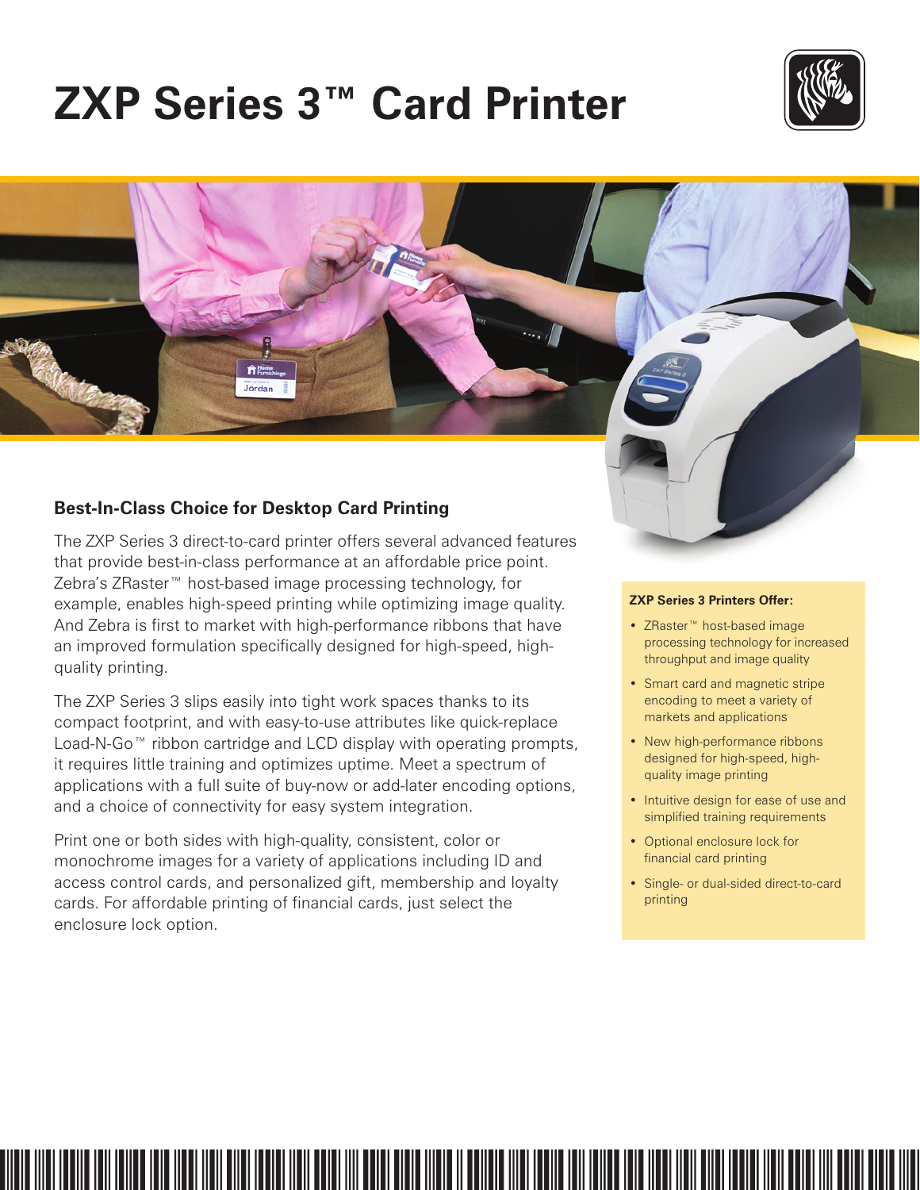# ZXP Series 3™ Card Printer

## Best-In-Class Choice for Desktop Card Printing

The ZXP Series 3 direct-to-card printer offers several advanced features that provide best-in-class performance at an affordable price point. Zebra's ZRaster™ host-based image processing technology, for example, enables high-speed printing while optimizing image quality. And Zebra is first to market with high-performance ribbons that have an improved formulation specifically designed for high-speed, high-quality printing.

The ZXP Series 3 slips easily into tight work spaces thanks to its compact footprint, and with easy-to-use attributes like quick-replace Load-N-Go™ ribbon cartridge and LCD display with operating prompts, it requires little training and optimizes uptime. Meet a spectrum of applications with a full suite of buy-now or add-later encoding options, and a choice of connectivity for easy system integration.

Print one or both sides with high-quality, consistent, color or monochrome images for a variety of applications including ID and access control cards, and personalized gift, membership and loyalty cards. For affordable printing of financial cards, just select the enclosure lock option.

**ZXP Series 3 Printers Offer:**

- ZRaster™ host-based image processing technology for increased throughput and image quality
- Smart card and magnetic stripe encoding to meet a variety of markets and applications
- New high-performance ribbons designed for high-speed, high-quality image printing
- Intuitive design for ease of use and simplified training requirements
- Optional enclosure lock for financial card printing
- Single- or dual-sided direct-to-card printing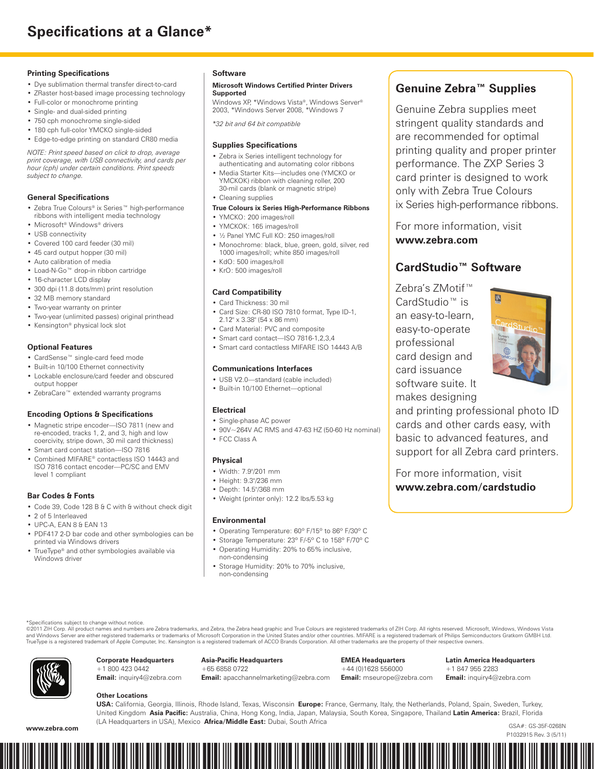# Specifications at a Glance*

### Printing Specifications

- Dye sublimation thermal transfer direct-to-card
- ZRaster host-based image processing technology
- Full-color or monochrome printing
- Single- and dual-sided printing
- 750 cph monochrome single-sided
- 180 cph full-color YMCKO single-sided
- Edge-to-edge printing on standard CR80 media

*NOTE: Print speed based on click to drop, average print coverage, with USB connectivity, and cards per hour (cph) under certain conditions. Print speeds subject to change.*

### General Specifications

- Zebra True Colours® ix Series™ high-performance ribbons with intelligent media technology
- Microsoft® Windows® drivers
- USB connectivity
- Covered 100 card feeder (30 mil)
- 45 card output hopper (30 mil)
- Auto calibration of media
- Load-N-Go™ drop-in ribbon cartridge
- 16-character LCD display
- 300 dpi (11.8 dots/mm) print resolution
- 32 MB memory standard
- Two-year warranty on printer
- Two-year (unlimited passes) original printhead
- Kensington® physical lock slot

### Optional Features

- CardSense™ single-card feed mode
- Built-in 10/100 Ethernet connectivity
- Lockable enclosure/card feeder and obscured output hopper
- ZebraCare™ extended warranty programs

### Encoding Options & Specifications

- Magnetic stripe encoder—ISO 7811 (new and re-encoded, tracks 1, 2, and 3, high and low coercivity, stripe down, 30 mil card thickness)
- Smart card contact station—ISO 7816
- Combined MIFARE® contactless ISO 14443 and ISO 7816 contact encoder—PC/SC and EMV level 1 compliant

### Bar Codes & Fonts

- Code 39, Code 128 B & C with & without check digit
- 2 of 5 Interleaved
- UPC-A, EAN 8 & EAN 13
- PDF417 2-D bar code and other symbologies can be printed via Windows drivers
- TrueType® and other symbologies available via Windows driver

### Software

**Microsoft Windows Certified Printer Drivers Supported**

Windows XP, *Windows Vista®, Windows Server® 2003, *Windows Server 2008, *Windows 7

*\*32 bit and 64 bit compatible*

### Supplies Specifications

- Zebra ix Series intelligent technology for authenticating and automating color ribbons
- Media Starter Kits—includes one (YMCKO or YMCKOK) ribbon with cleaning roller, 200 30-mil cards (blank or magnetic stripe)
- Cleaning supplies

**True Colours ix Series High-Performance Ribbons**

- YMCKO: 200 images/roll
- YMCKOK: 165 images/roll
- ½ Panel YMC Full KO: 250 images/roll
- Monochrome: black, blue, green, gold, silver, red 1000 images/roll; white 850 images/roll
- KdO: 500 images/roll
- KrO: 500 images/roll

### Card Compatibility

- Card Thickness: 30 mil
- Card Size: CR-80 ISO 7810 format, Type ID-1, 2.12" x 3.38" (54 x 86 mm)
- Card Material: PVC and composite
- Smart card contact—ISO 7816-1,2,3,4
- Smart card contactless MIFARE ISO 14443 A/B

### Communications Interfaces

- USB V2.0—standard (cable included)
- Built-in 10/100 Ethernet—optional

### Electrical

- Single-phase AC power
- 90V~264V AC RMS and 47-63 HZ (50-60 Hz nominal)
- FCC Class A

### Physical

- Width: 7.9"/201 mm
- Height: 9.3"/236 mm
- Depth: 14.5"/368 mm
- Weight (printer only): 12.2 lbs/5.53 kg

### Environmental

- Operating Temperature: 60º F/15º to 86º F/30º C
- Storage Temperature: 23º F/-5º C to 158º F/70º C
- Operating Humidity: 20% to 65% inclusive, non-condensing
- Storage Humidity: 20% to 70% inclusive, non-condensing

## Genuine Zebra™ Supplies

Genuine Zebra supplies meet stringent quality standards and are recommended for optimal printing quality and proper printer performance. The ZXP Series 3 card printer is designed to work only with Zebra True Colours ix Series high-performance ribbons.

For more information, visit **www.zebra.com**

## CardStudio™ Software

Zebra's ZMotif™ CardStudio™ is an easy-to-learn, easy-to-operate professional card design and card issuance software suite. It makes designing and printing professional photo ID cards and other cards easy, with basic to advanced features, and support for all Zebra card printers.

For more information, visit **www.zebra.com/cardstudio**

*Specifications subject to change without notice.

©2011 ZIH Corp. All product names and numbers are Zebra trademarks, and Zebra, the Zebra head graphic and True Colours are registered trademarks of ZIH Corp. All rights reserved. Microsoft, Windows, Windows Vista and Windows Server are either registered trademarks or trademarks of Microsoft Corporation in the United States and/or other countries. MIFARE is a registered trademark of Philips Semiconductors Gratkorn GMBH Ltd. TrueType is a registered trademark of Apple Computer, Inc. Kensington is a registered trademark of ACCO Brands Corporation. All other trademarks are the property of their respective owners.

**Corporate Headquarters**
+1 800 423 0442
**Email:** inquiry4@zebra.com

**Asia-Pacific Headquarters**
+65 6858 0722
**Email:** apacchannelmarketing@zebra.com

**EMEA Headquarters**
+44 (0)1628 556000
**Email:** mseurope@zebra.com

**Latin America Headquarters**
+1 847 955 2283
**Email:** inquiry4@zebra.com

**Other Locations**
**USA:** California, Georgia, Illinois, Rhode Island, Texas, Wisconsin **Europe:** France, Germany, Italy, the Netherlands, Poland, Spain, Sweden, Turkey, United Kingdom **Asia Pacific:** Australia, China, Hong Kong, India, Japan, Malaysia, South Korea, Singapore, Thailand **Latin America:** Brazil, Florida (LA Headquarters in USA), Mexico **Africa/Middle East:** Dubai, South Africa

www.zebra.com

GSA#: GS-35F-0268N
P1032915 Rev. 3 (5/11)